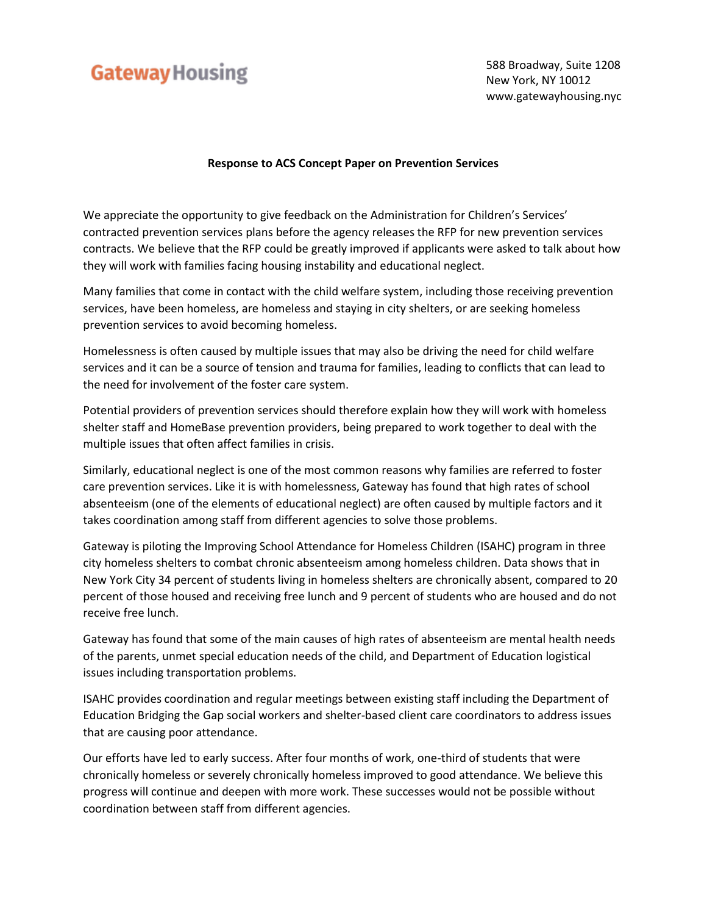Gateway Housing

588 Broadway, Suite 1208
New York, NY 10012
www.gatewayhousing.nyc

**Response to ACS Concept Paper on Prevention Services**

We appreciate the opportunity to give feedback on the Administration for Children's Services' contracted prevention services plans before the agency releases the RFP for new prevention services contracts. We believe that the RFP could be greatly improved if applicants were asked to talk about how they will work with families facing housing instability and educational neglect.

Many families that come in contact with the child welfare system, including those receiving prevention services, have been homeless, are homeless and staying in city shelters, or are seeking homeless prevention services to avoid becoming homeless.

Homelessness is often caused by multiple issues that may also be driving the need for child welfare services and it can be a source of tension and trauma for families, leading to conflicts that can lead to the need for involvement of the foster care system.

Potential providers of prevention services should therefore explain how they will work with homeless shelter staff and HomeBase prevention providers, being prepared to work together to deal with the multiple issues that often affect families in crisis.

Similarly, educational neglect is one of the most common reasons why families are referred to foster care prevention services. Like it is with homelessness, Gateway has found that high rates of school absenteeism (one of the elements of educational neglect) are often caused by multiple factors and it takes coordination among staff from different agencies to solve those problems.

Gateway is piloting the Improving School Attendance for Homeless Children (ISAHC) program in three city homeless shelters to combat chronic absenteeism among homeless children. Data shows that in New York City 34 percent of students living in homeless shelters are chronically absent, compared to 20 percent of those housed and receiving free lunch and 9 percent of students who are housed and do not receive free lunch.

Gateway has found that some of the main causes of high rates of absenteeism are mental health needs of the parents, unmet special education needs of the child, and Department of Education logistical issues including transportation problems.

ISAHC provides coordination and regular meetings between existing staff including the Department of Education Bridging the Gap social workers and shelter-based client care coordinators to address issues that are causing poor attendance.

Our efforts have led to early success. After four months of work, one-third of students that were chronically homeless or severely chronically homeless improved to good attendance. We believe this progress will continue and deepen with more work. These successes would not be possible without coordination between staff from different agencies.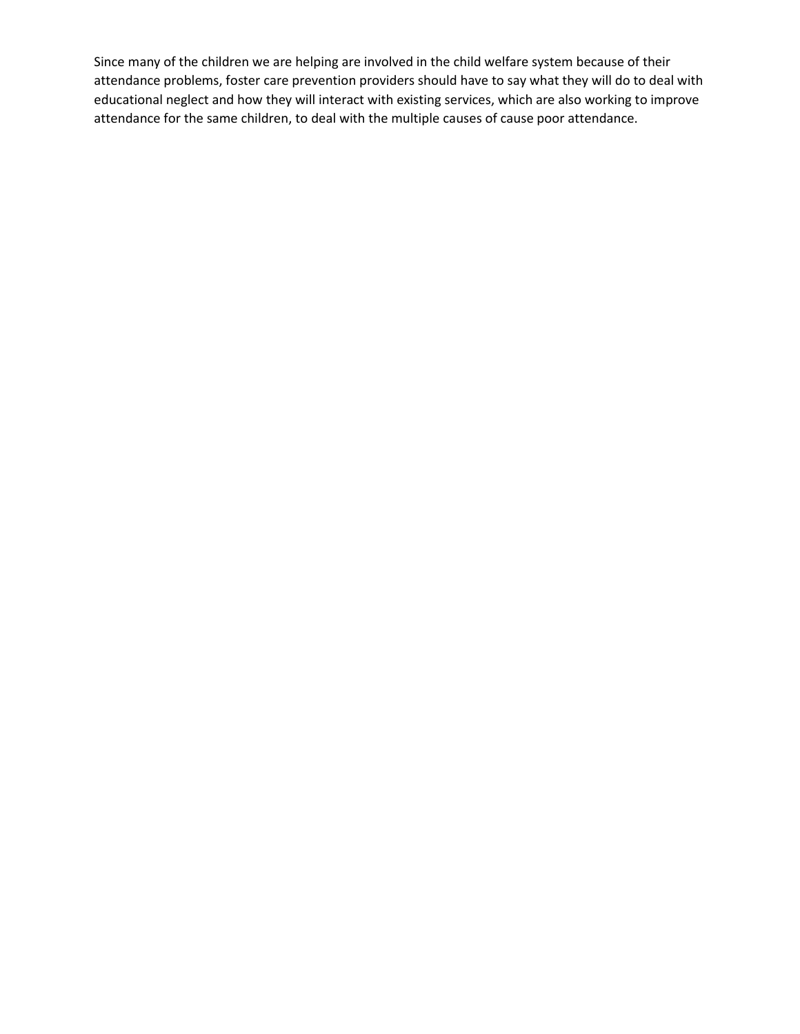Since many of the children we are helping are involved in the child welfare system because of their attendance problems, foster care prevention providers should have to say what they will do to deal with educational neglect and how they will interact with existing services, which are also working to improve attendance for the same children, to deal with the multiple causes of cause poor attendance.